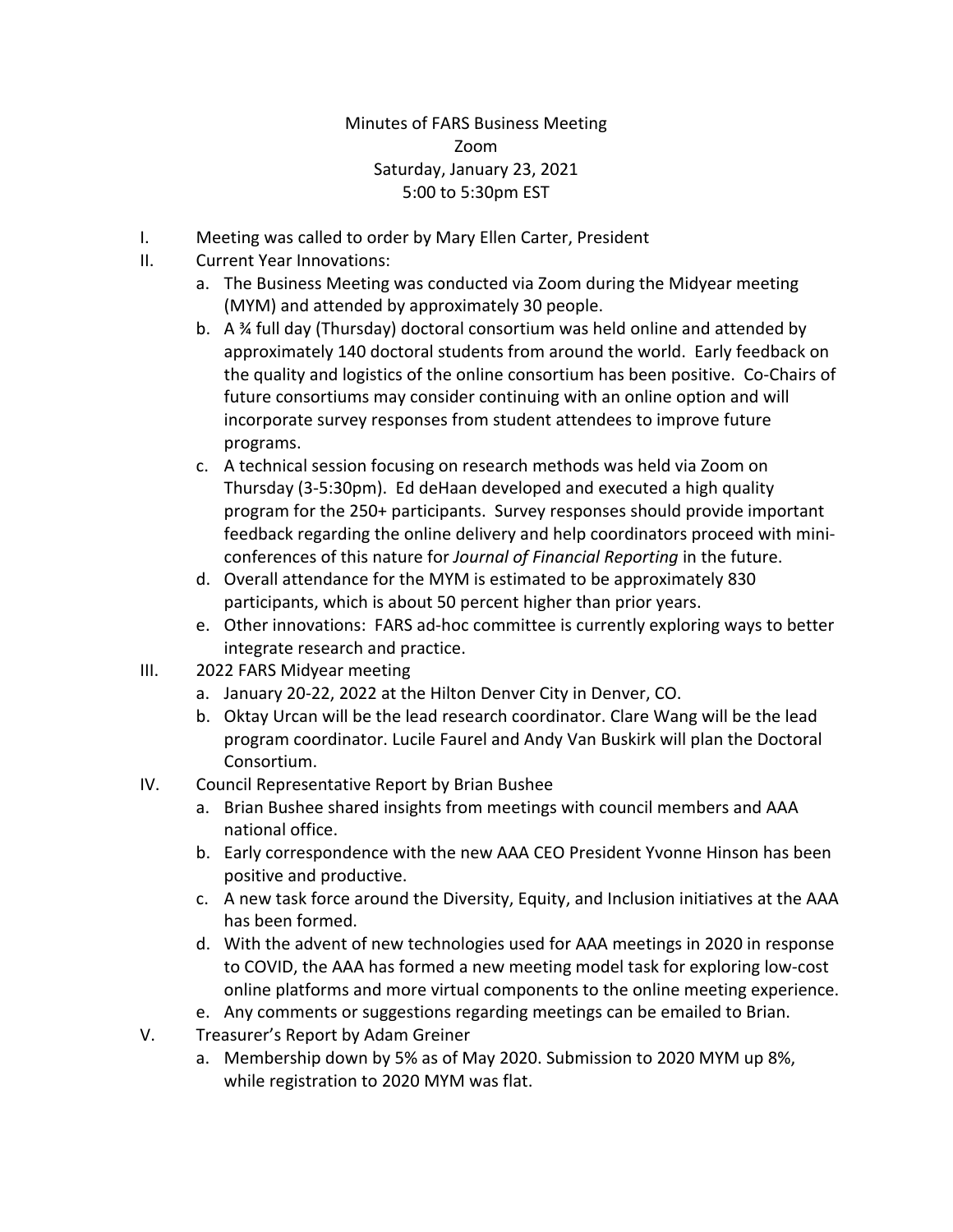# Minutes of FARS Business Meeting

Zoom

Saturday, January 23, 2021

5:00 to 5:30pm EST

I. Meeting was called to order by Mary Ellen Carter, President

II. Current Year Innovations:
   a. The Business Meeting was conducted via Zoom during the Midyear meeting (MYM) and attended by approximately 30 people.
   b. A ¾ full day (Thursday) doctoral consortium was held online and attended by approximately 140 doctoral students from around the world. Early feedback on the quality and logistics of the online consortium has been positive. Co-Chairs of future consortiums may consider continuing with an online option and will incorporate survey responses from student attendees to improve future programs.
   c. A technical session focusing on research methods was held via Zoom on Thursday (3-5:30pm). Ed deHaan developed and executed a high quality program for the 250+ participants. Survey responses should provide important feedback regarding the online delivery and help coordinators proceed with mini-conferences of this nature for *Journal of Financial Reporting* in the future.
   d. Overall attendance for the MYM is estimated to be approximately 830 participants, which is about 50 percent higher than prior years.
   e. Other innovations: FARS ad-hoc committee is currently exploring ways to better integrate research and practice.

III. 2022 FARS Midyear meeting
   a. January 20-22, 2022 at the Hilton Denver City in Denver, CO.
   b. Oktay Urcan will be the lead research coordinator. Clare Wang will be the lead program coordinator. Lucile Faurel and Andy Van Buskirk will plan the Doctoral Consortium.

IV. Council Representative Report by Brian Bushee
   a. Brian Bushee shared insights from meetings with council members and AAA national office.
   b. Early correspondence with the new AAA CEO President Yvonne Hinson has been positive and productive.
   c. A new task force around the Diversity, Equity, and Inclusion initiatives at the AAA has been formed.
   d. With the advent of new technologies used for AAA meetings in 2020 in response to COVID, the AAA has formed a new meeting model task for exploring low-cost online platforms and more virtual components to the online meeting experience.
   e. Any comments or suggestions regarding meetings can be emailed to Brian.

V. Treasurer's Report by Adam Greiner
   a. Membership down by 5% as of May 2020. Submission to 2020 MYM up 8%, while registration to 2020 MYM was flat.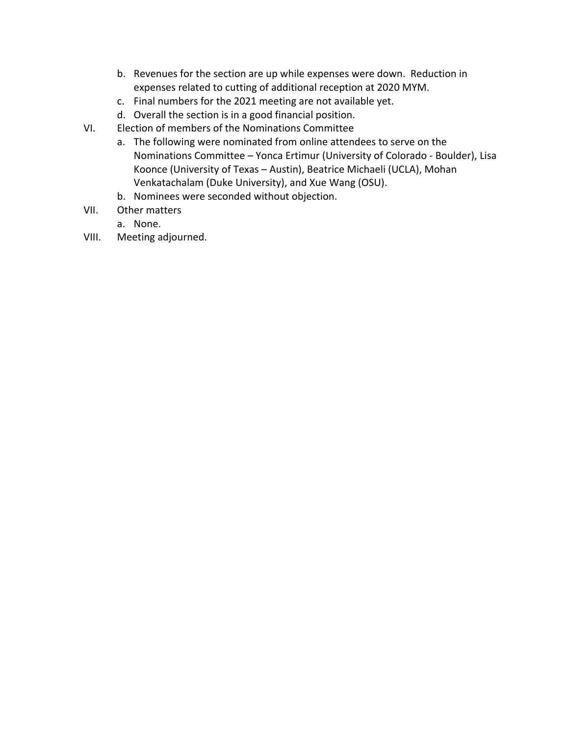b. Revenues for the section are up while expenses were down. Reduction in expenses related to cutting of additional reception at 2020 MYM.
   c. Final numbers for the 2021 meeting are not available yet.
   d. Overall the section is in a good financial position.

VI. Election of members of the Nominations Committee
   a. The following were nominated from online attendees to serve on the Nominations Committee – Yonca Ertimur (University of Colorado - Boulder), Lisa Koonce (University of Texas – Austin), Beatrice Michaeli (UCLA), Mohan Venkatachalam (Duke University), and Xue Wang (OSU).
   b. Nominees were seconded without objection.

VII. Other matters
   a. None.

VIII. Meeting adjourned.